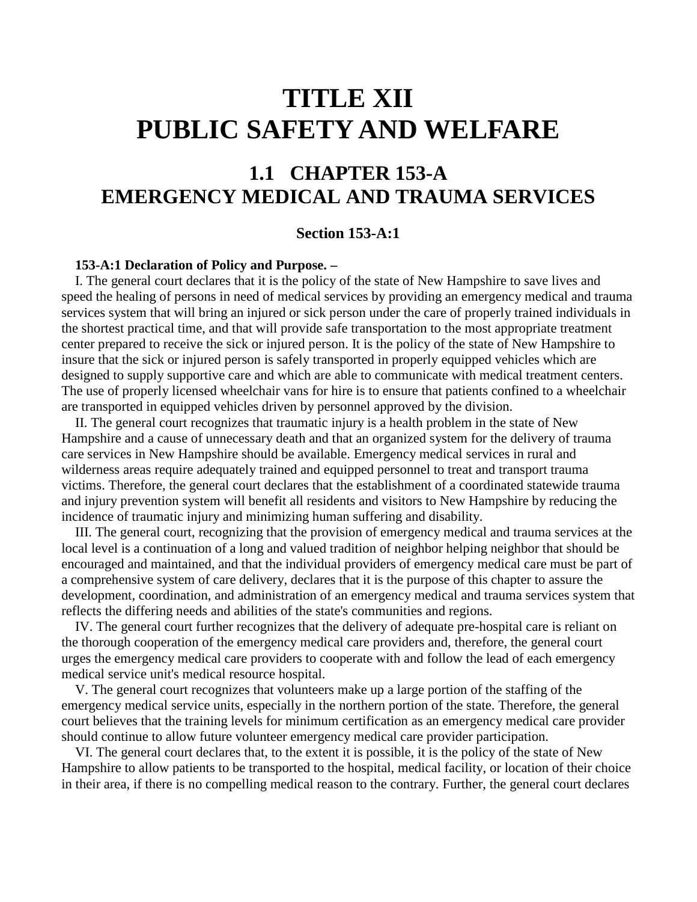# TITLE XII
# PUBLIC SAFETY AND WELFARE

## 1.1 CHAPTER 153-A
## EMERGENCY MEDICAL AND TRAUMA SERVICES

### Section 153-A:1

**153-A:1 Declaration of Policy and Purpose. –**

I. The general court declares that it is the policy of the state of New Hampshire to save lives and speed the healing of persons in need of medical services by providing an emergency medical and trauma services system that will bring an injured or sick person under the care of properly trained individuals in the shortest practical time, and that will provide safe transportation to the most appropriate treatment center prepared to receive the sick or injured person. It is the policy of the state of New Hampshire to insure that the sick or injured person is safely transported in properly equipped vehicles which are designed to supply supportive care and which are able to communicate with medical treatment centers. The use of properly licensed wheelchair vans for hire is to ensure that patients confined to a wheelchair are transported in equipped vehicles driven by personnel approved by the division.

II. The general court recognizes that traumatic injury is a health problem in the state of New Hampshire and a cause of unnecessary death and that an organized system for the delivery of trauma care services in New Hampshire should be available. Emergency medical services in rural and wilderness areas require adequately trained and equipped personnel to treat and transport trauma victims. Therefore, the general court declares that the establishment of a coordinated statewide trauma and injury prevention system will benefit all residents and visitors to New Hampshire by reducing the incidence of traumatic injury and minimizing human suffering and disability.

III. The general court, recognizing that the provision of emergency medical and trauma services at the local level is a continuation of a long and valued tradition of neighbor helping neighbor that should be encouraged and maintained, and that the individual providers of emergency medical care must be part of a comprehensive system of care delivery, declares that it is the purpose of this chapter to assure the development, coordination, and administration of an emergency medical and trauma services system that reflects the differing needs and abilities of the state's communities and regions.

IV. The general court further recognizes that the delivery of adequate pre-hospital care is reliant on the thorough cooperation of the emergency medical care providers and, therefore, the general court urges the emergency medical care providers to cooperate with and follow the lead of each emergency medical service unit's medical resource hospital.

V. The general court recognizes that volunteers make up a large portion of the staffing of the emergency medical service units, especially in the northern portion of the state. Therefore, the general court believes that the training levels for minimum certification as an emergency medical care provider should continue to allow future volunteer emergency medical care provider participation.

VI. The general court declares that, to the extent it is possible, it is the policy of the state of New Hampshire to allow patients to be transported to the hospital, medical facility, or location of their choice in their area, if there is no compelling medical reason to the contrary. Further, the general court declares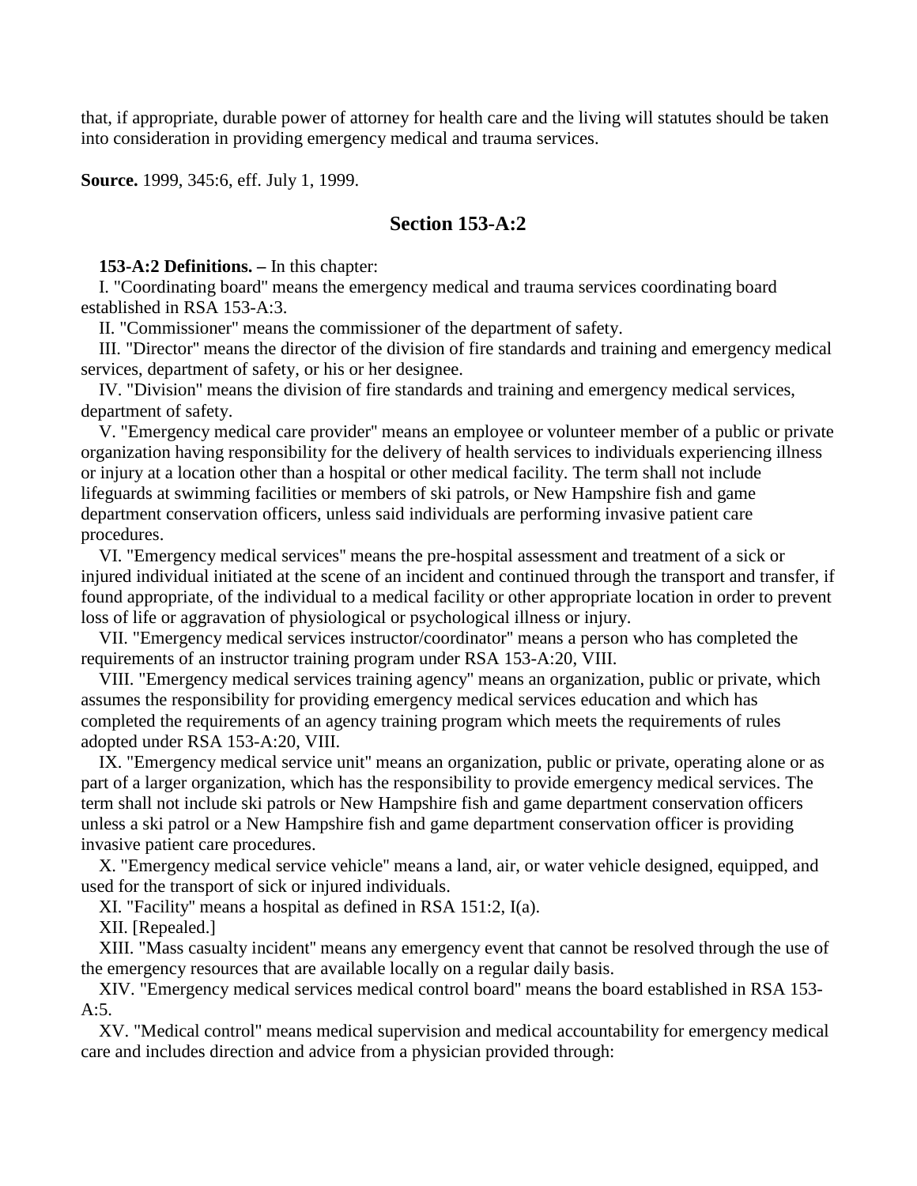that, if appropriate, durable power of attorney for health care and the living will statutes should be taken into consideration in providing emergency medical and trauma services.

**Source.** 1999, 345:6, eff. July 1, 1999.

## Section 153-A:2

**153-A:2 Definitions. –** In this chapter:

I. "Coordinating board" means the emergency medical and trauma services coordinating board established in RSA 153-A:3.

II. "Commissioner" means the commissioner of the department of safety.

III. "Director" means the director of the division of fire standards and training and emergency medical services, department of safety, or his or her designee.

IV. "Division" means the division of fire standards and training and emergency medical services, department of safety.

V. "Emergency medical care provider" means an employee or volunteer member of a public or private organization having responsibility for the delivery of health services to individuals experiencing illness or injury at a location other than a hospital or other medical facility. The term shall not include lifeguards at swimming facilities or members of ski patrols, or New Hampshire fish and game department conservation officers, unless said individuals are performing invasive patient care procedures.

VI. "Emergency medical services" means the pre-hospital assessment and treatment of a sick or injured individual initiated at the scene of an incident and continued through the transport and transfer, if found appropriate, of the individual to a medical facility or other appropriate location in order to prevent loss of life or aggravation of physiological or psychological illness or injury.

VII. "Emergency medical services instructor/coordinator" means a person who has completed the requirements of an instructor training program under RSA 153-A:20, VIII.

VIII. "Emergency medical services training agency" means an organization, public or private, which assumes the responsibility for providing emergency medical services education and which has completed the requirements of an agency training program which meets the requirements of rules adopted under RSA 153-A:20, VIII.

IX. "Emergency medical service unit" means an organization, public or private, operating alone or as part of a larger organization, which has the responsibility to provide emergency medical services. The term shall not include ski patrols or New Hampshire fish and game department conservation officers unless a ski patrol or a New Hampshire fish and game department conservation officer is providing invasive patient care procedures.

X. "Emergency medical service vehicle" means a land, air, or water vehicle designed, equipped, and used for the transport of sick or injured individuals.

XI. "Facility" means a hospital as defined in RSA 151:2, I(a).

XII. [Repealed.]

XIII. "Mass casualty incident" means any emergency event that cannot be resolved through the use of the emergency resources that are available locally on a regular daily basis.

XIV. "Emergency medical services medical control board" means the board established in RSA 153-A:5.

XV. "Medical control" means medical supervision and medical accountability for emergency medical care and includes direction and advice from a physician provided through: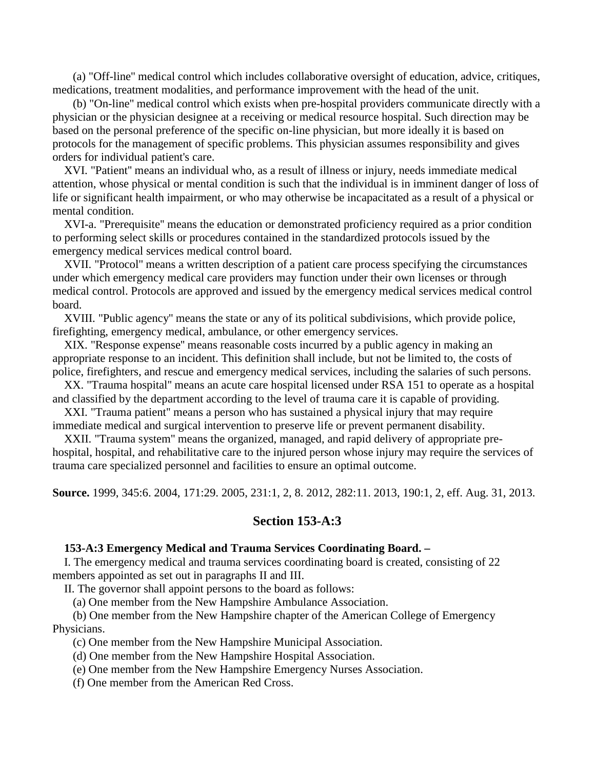(a) "Off-line" medical control which includes collaborative oversight of education, advice, critiques, medications, treatment modalities, and performance improvement with the head of the unit.

(b) "On-line" medical control which exists when pre-hospital providers communicate directly with a physician or the physician designee at a receiving or medical resource hospital. Such direction may be based on the personal preference of the specific on-line physician, but more ideally it is based on protocols for the management of specific problems. This physician assumes responsibility and gives orders for individual patient's care.

XVI. "Patient" means an individual who, as a result of illness or injury, needs immediate medical attention, whose physical or mental condition is such that the individual is in imminent danger of loss of life or significant health impairment, or who may otherwise be incapacitated as a result of a physical or mental condition.

XVI-a. "Prerequisite" means the education or demonstrated proficiency required as a prior condition to performing select skills or procedures contained in the standardized protocols issued by the emergency medical services medical control board.

XVII. "Protocol" means a written description of a patient care process specifying the circumstances under which emergency medical care providers may function under their own licenses or through medical control. Protocols are approved and issued by the emergency medical services medical control board.

XVIII. "Public agency" means the state or any of its political subdivisions, which provide police, firefighting, emergency medical, ambulance, or other emergency services.

XIX. "Response expense" means reasonable costs incurred by a public agency in making an appropriate response to an incident. This definition shall include, but not be limited to, the costs of police, firefighters, and rescue and emergency medical services, including the salaries of such persons.

XX. "Trauma hospital" means an acute care hospital licensed under RSA 151 to operate as a hospital and classified by the department according to the level of trauma care it is capable of providing.

XXI. "Trauma patient" means a person who has sustained a physical injury that may require immediate medical and surgical intervention to preserve life or prevent permanent disability.

XXII. "Trauma system" means the organized, managed, and rapid delivery of appropriate pre-hospital, hospital, and rehabilitative care to the injured person whose injury may require the services of trauma care specialized personnel and facilities to ensure an optimal outcome.

**Source.** 1999, 345:6. 2004, 171:29. 2005, 231:1, 2, 8. 2012, 282:11. 2013, 190:1, 2, eff. Aug. 31, 2013.

## Section 153-A:3

**153-A:3 Emergency Medical and Trauma Services Coordinating Board. –**

I. The emergency medical and trauma services coordinating board is created, consisting of 22 members appointed as set out in paragraphs II and III.

II. The governor shall appoint persons to the board as follows:

(a) One member from the New Hampshire Ambulance Association.

(b) One member from the New Hampshire chapter of the American College of Emergency Physicians.

(c) One member from the New Hampshire Municipal Association.

(d) One member from the New Hampshire Hospital Association.

(e) One member from the New Hampshire Emergency Nurses Association.

(f) One member from the American Red Cross.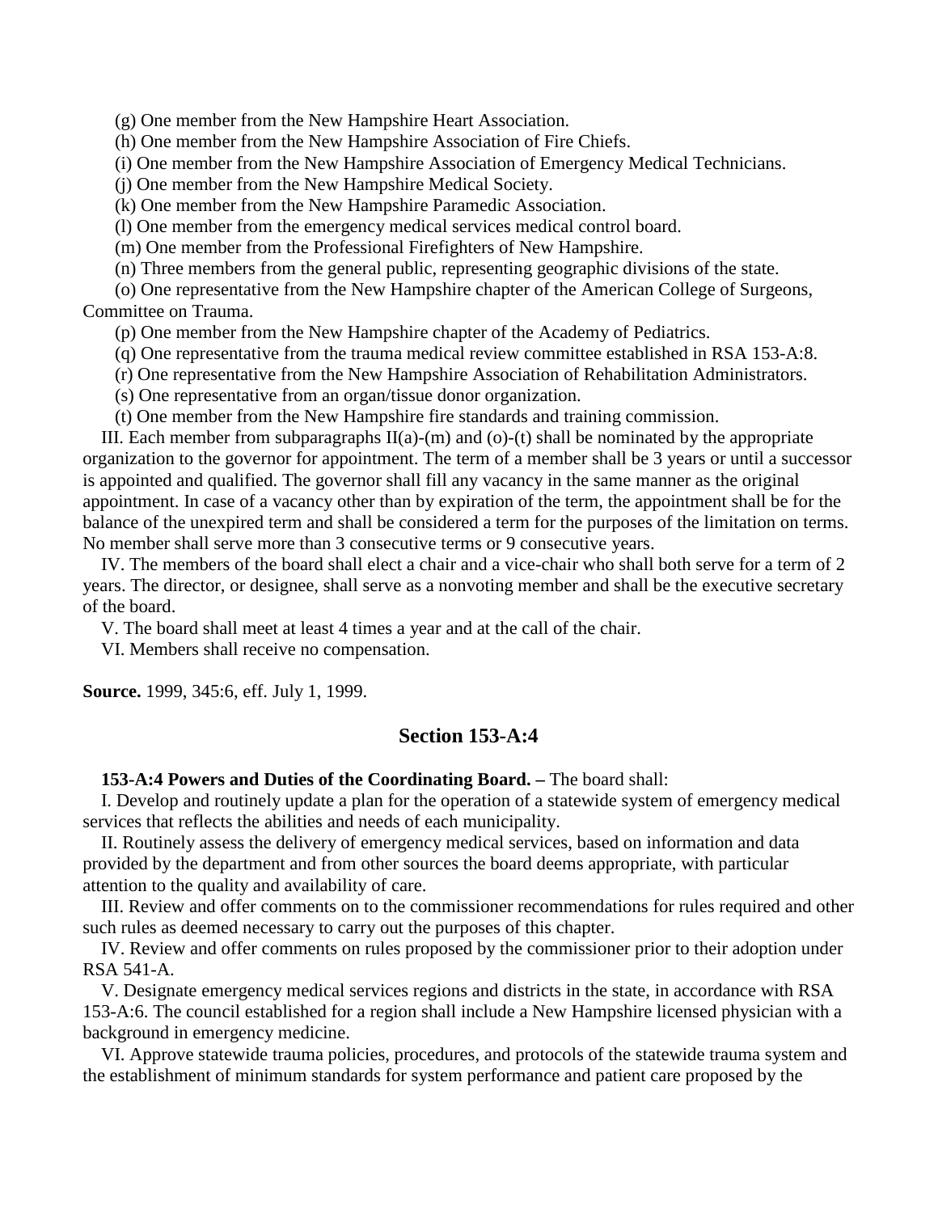(g) One member from the New Hampshire Heart Association.

(h) One member from the New Hampshire Association of Fire Chiefs.

(i) One member from the New Hampshire Association of Emergency Medical Technicians.

(j) One member from the New Hampshire Medical Society.

(k) One member from the New Hampshire Paramedic Association.

(l) One member from the emergency medical services medical control board.

(m) One member from the Professional Firefighters of New Hampshire.

(n) Three members from the general public, representing geographic divisions of the state.

(o) One representative from the New Hampshire chapter of the American College of Surgeons, Committee on Trauma.

(p) One member from the New Hampshire chapter of the Academy of Pediatrics.

(q) One representative from the trauma medical review committee established in RSA 153-A:8.

(r) One representative from the New Hampshire Association of Rehabilitation Administrators.

(s) One representative from an organ/tissue donor organization.

(t) One member from the New Hampshire fire standards and training commission.

III. Each member from subparagraphs II(a)-(m) and (o)-(t) shall be nominated by the appropriate organization to the governor for appointment. The term of a member shall be 3 years or until a successor is appointed and qualified. The governor shall fill any vacancy in the same manner as the original appointment. In case of a vacancy other than by expiration of the term, the appointment shall be for the balance of the unexpired term and shall be considered a term for the purposes of the limitation on terms. No member shall serve more than 3 consecutive terms or 9 consecutive years.

IV. The members of the board shall elect a chair and a vice-chair who shall both serve for a term of 2 years. The director, or designee, shall serve as a nonvoting member and shall be the executive secretary of the board.

V. The board shall meet at least 4 times a year and at the call of the chair.

VI. Members shall receive no compensation.

**Source.** 1999, 345:6, eff. July 1, 1999.

## Section 153-A:4

**153-A:4 Powers and Duties of the Coordinating Board. –** The board shall:

I. Develop and routinely update a plan for the operation of a statewide system of emergency medical services that reflects the abilities and needs of each municipality.

II. Routinely assess the delivery of emergency medical services, based on information and data provided by the department and from other sources the board deems appropriate, with particular attention to the quality and availability of care.

III. Review and offer comments on to the commissioner recommendations for rules required and other such rules as deemed necessary to carry out the purposes of this chapter.

IV. Review and offer comments on rules proposed by the commissioner prior to their adoption under RSA 541-A.

V. Designate emergency medical services regions and districts in the state, in accordance with RSA 153-A:6. The council established for a region shall include a New Hampshire licensed physician with a background in emergency medicine.

VI. Approve statewide trauma policies, procedures, and protocols of the statewide trauma system and the establishment of minimum standards for system performance and patient care proposed by the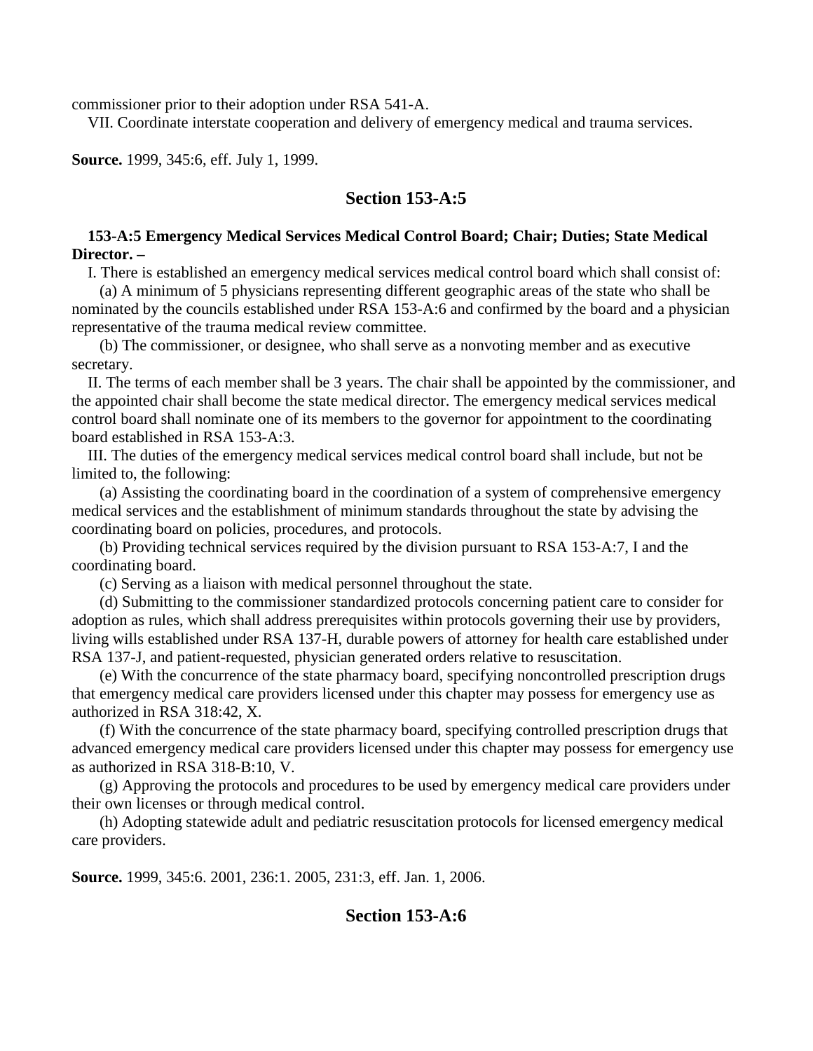commissioner prior to their adoption under RSA 541-A.

VII. Coordinate interstate cooperation and delivery of emergency medical and trauma services.

**Source.** 1999, 345:6, eff. July 1, 1999.

## Section 153-A:5

**153-A:5 Emergency Medical Services Medical Control Board; Chair; Duties; State Medical Director. –**

I. There is established an emergency medical services medical control board which shall consist of:

(a) A minimum of 5 physicians representing different geographic areas of the state who shall be nominated by the councils established under RSA 153-A:6 and confirmed by the board and a physician representative of the trauma medical review committee.

(b) The commissioner, or designee, who shall serve as a nonvoting member and as executive secretary.

II. The terms of each member shall be 3 years. The chair shall be appointed by the commissioner, and the appointed chair shall become the state medical director. The emergency medical services medical control board shall nominate one of its members to the governor for appointment to the coordinating board established in RSA 153-A:3.

III. The duties of the emergency medical services medical control board shall include, but not be limited to, the following:

(a) Assisting the coordinating board in the coordination of a system of comprehensive emergency medical services and the establishment of minimum standards throughout the state by advising the coordinating board on policies, procedures, and protocols.

(b) Providing technical services required by the division pursuant to RSA 153-A:7, I and the coordinating board.

(c) Serving as a liaison with medical personnel throughout the state.

(d) Submitting to the commissioner standardized protocols concerning patient care to consider for adoption as rules, which shall address prerequisites within protocols governing their use by providers, living wills established under RSA 137-H, durable powers of attorney for health care established under RSA 137-J, and patient-requested, physician generated orders relative to resuscitation.

(e) With the concurrence of the state pharmacy board, specifying noncontrolled prescription drugs that emergency medical care providers licensed under this chapter may possess for emergency use as authorized in RSA 318:42, X.

(f) With the concurrence of the state pharmacy board, specifying controlled prescription drugs that advanced emergency medical care providers licensed under this chapter may possess for emergency use as authorized in RSA 318-B:10, V.

(g) Approving the protocols and procedures to be used by emergency medical care providers under their own licenses or through medical control.

(h) Adopting statewide adult and pediatric resuscitation protocols for licensed emergency medical care providers.

**Source.** 1999, 345:6. 2001, 236:1. 2005, 231:3, eff. Jan. 1, 2006.

## Section 153-A:6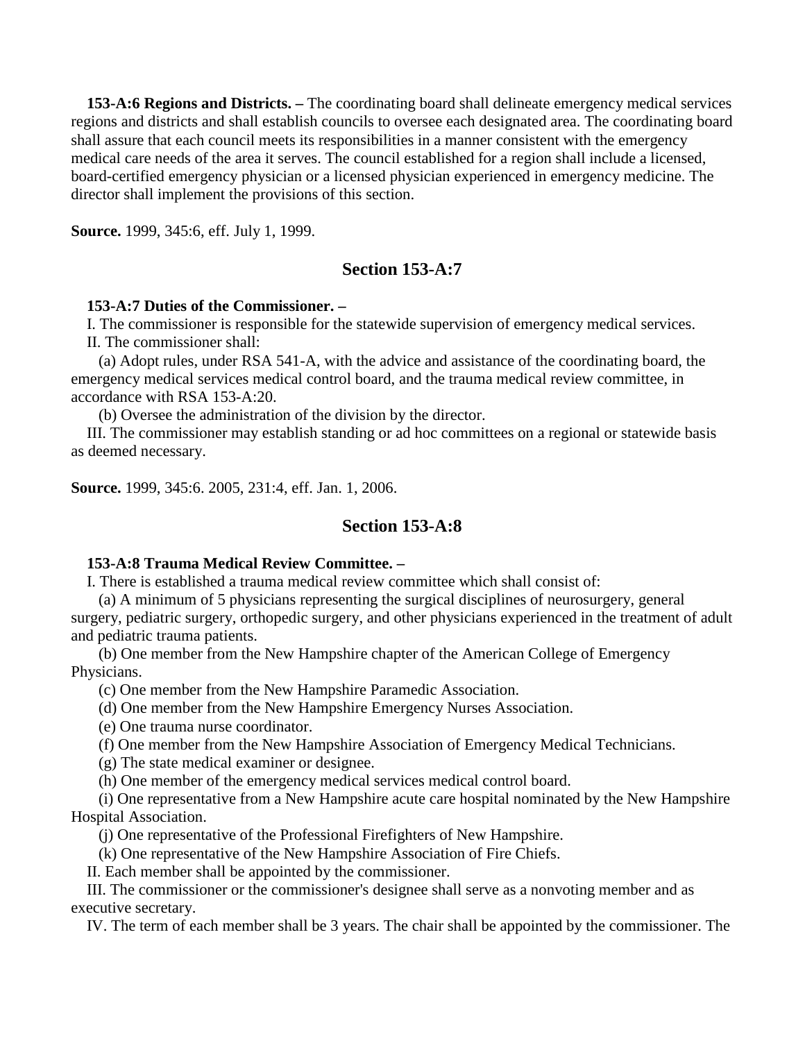**153-A:6 Regions and Districts. –** The coordinating board shall delineate emergency medical services regions and districts and shall establish councils to oversee each designated area. The coordinating board shall assure that each council meets its responsibilities in a manner consistent with the emergency medical care needs of the area it serves. The council established for a region shall include a licensed, board-certified emergency physician or a licensed physician experienced in emergency medicine. The director shall implement the provisions of this section.

**Source.** 1999, 345:6, eff. July 1, 1999.

## Section 153-A:7

**153-A:7 Duties of the Commissioner. –**

I. The commissioner is responsible for the statewide supervision of emergency medical services.

II. The commissioner shall:

(a) Adopt rules, under RSA 541-A, with the advice and assistance of the coordinating board, the emergency medical services medical control board, and the trauma medical review committee, in accordance with RSA 153-A:20.

(b) Oversee the administration of the division by the director.

III. The commissioner may establish standing or ad hoc committees on a regional or statewide basis as deemed necessary.

**Source.** 1999, 345:6. 2005, 231:4, eff. Jan. 1, 2006.

## Section 153-A:8

**153-A:8 Trauma Medical Review Committee. –**

I. There is established a trauma medical review committee which shall consist of:

(a) A minimum of 5 physicians representing the surgical disciplines of neurosurgery, general surgery, pediatric surgery, orthopedic surgery, and other physicians experienced in the treatment of adult and pediatric trauma patients.

(b) One member from the New Hampshire chapter of the American College of Emergency Physicians.

(c) One member from the New Hampshire Paramedic Association.

(d) One member from the New Hampshire Emergency Nurses Association.

(e) One trauma nurse coordinator.

(f) One member from the New Hampshire Association of Emergency Medical Technicians.

(g) The state medical examiner or designee.

(h) One member of the emergency medical services medical control board.

(i) One representative from a New Hampshire acute care hospital nominated by the New Hampshire Hospital Association.

(j) One representative of the Professional Firefighters of New Hampshire.

(k) One representative of the New Hampshire Association of Fire Chiefs.

II. Each member shall be appointed by the commissioner.

III. The commissioner or the commissioner's designee shall serve as a nonvoting member and as executive secretary.

IV. The term of each member shall be 3 years. The chair shall be appointed by the commissioner. The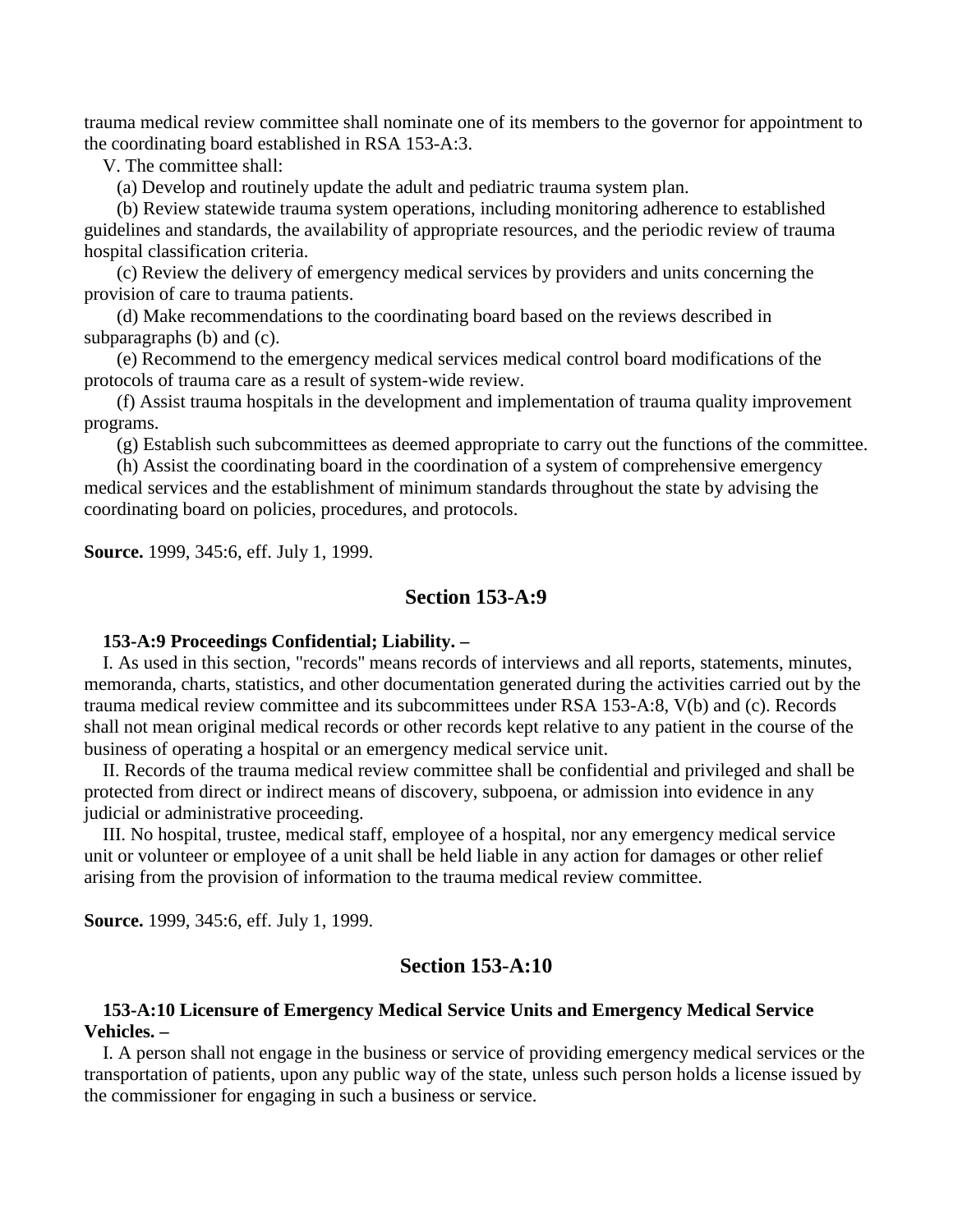trauma medical review committee shall nominate one of its members to the governor for appointment to the coordinating board established in RSA 153-A:3.

V. The committee shall:

(a) Develop and routinely update the adult and pediatric trauma system plan.

(b) Review statewide trauma system operations, including monitoring adherence to established guidelines and standards, the availability of appropriate resources, and the periodic review of trauma hospital classification criteria.

(c) Review the delivery of emergency medical services by providers and units concerning the provision of care to trauma patients.

(d) Make recommendations to the coordinating board based on the reviews described in subparagraphs (b) and (c).

(e) Recommend to the emergency medical services medical control board modifications of the protocols of trauma care as a result of system-wide review.

(f) Assist trauma hospitals in the development and implementation of trauma quality improvement programs.

(g) Establish such subcommittees as deemed appropriate to carry out the functions of the committee.

(h) Assist the coordinating board in the coordination of a system of comprehensive emergency medical services and the establishment of minimum standards throughout the state by advising the coordinating board on policies, procedures, and protocols.

**Source.** 1999, 345:6, eff. July 1, 1999.

## Section 153-A:9

**153-A:9 Proceedings Confidential; Liability. –**

I. As used in this section, "records" means records of interviews and all reports, statements, minutes, memoranda, charts, statistics, and other documentation generated during the activities carried out by the trauma medical review committee and its subcommittees under RSA 153-A:8, V(b) and (c). Records shall not mean original medical records or other records kept relative to any patient in the course of the business of operating a hospital or an emergency medical service unit.

II. Records of the trauma medical review committee shall be confidential and privileged and shall be protected from direct or indirect means of discovery, subpoena, or admission into evidence in any judicial or administrative proceeding.

III. No hospital, trustee, medical staff, employee of a hospital, nor any emergency medical service unit or volunteer or employee of a unit shall be held liable in any action for damages or other relief arising from the provision of information to the trauma medical review committee.

**Source.** 1999, 345:6, eff. July 1, 1999.

## Section 153-A:10

**153-A:10 Licensure of Emergency Medical Service Units and Emergency Medical Service Vehicles. –**

I. A person shall not engage in the business or service of providing emergency medical services or the transportation of patients, upon any public way of the state, unless such person holds a license issued by the commissioner for engaging in such a business or service.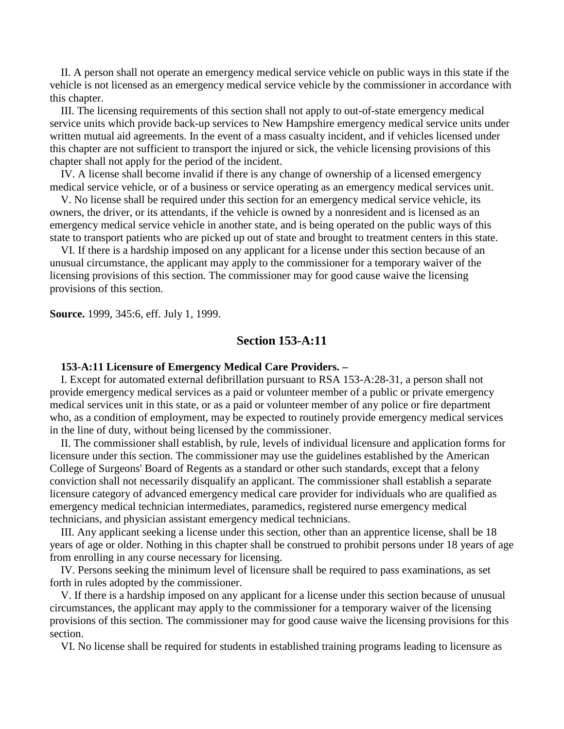II. A person shall not operate an emergency medical service vehicle on public ways in this state if the vehicle is not licensed as an emergency medical service vehicle by the commissioner in accordance with this chapter.

III. The licensing requirements of this section shall not apply to out-of-state emergency medical service units which provide back-up services to New Hampshire emergency medical service units under written mutual aid agreements. In the event of a mass casualty incident, and if vehicles licensed under this chapter are not sufficient to transport the injured or sick, the vehicle licensing provisions of this chapter shall not apply for the period of the incident.

IV. A license shall become invalid if there is any change of ownership of a licensed emergency medical service vehicle, or of a business or service operating as an emergency medical services unit.

V. No license shall be required under this section for an emergency medical service vehicle, its owners, the driver, or its attendants, if the vehicle is owned by a nonresident and is licensed as an emergency medical service vehicle in another state, and is being operated on the public ways of this state to transport patients who are picked up out of state and brought to treatment centers in this state.

VI. If there is a hardship imposed on any applicant for a license under this section because of an unusual circumstance, the applicant may apply to the commissioner for a temporary waiver of the licensing provisions of this section. The commissioner may for good cause waive the licensing provisions of this section.

**Source.** 1999, 345:6, eff. July 1, 1999.

## Section 153-A:11

**153-A:11 Licensure of Emergency Medical Care Providers. –**

I. Except for automated external defibrillation pursuant to RSA 153-A:28-31, a person shall not provide emergency medical services as a paid or volunteer member of a public or private emergency medical services unit in this state, or as a paid or volunteer member of any police or fire department who, as a condition of employment, may be expected to routinely provide emergency medical services in the line of duty, without being licensed by the commissioner.

II. The commissioner shall establish, by rule, levels of individual licensure and application forms for licensure under this section. The commissioner may use the guidelines established by the American College of Surgeons' Board of Regents as a standard or other such standards, except that a felony conviction shall not necessarily disqualify an applicant. The commissioner shall establish a separate licensure category of advanced emergency medical care provider for individuals who are qualified as emergency medical technician intermediates, paramedics, registered nurse emergency medical technicians, and physician assistant emergency medical technicians.

III. Any applicant seeking a license under this section, other than an apprentice license, shall be 18 years of age or older. Nothing in this chapter shall be construed to prohibit persons under 18 years of age from enrolling in any course necessary for licensing.

IV. Persons seeking the minimum level of licensure shall be required to pass examinations, as set forth in rules adopted by the commissioner.

V. If there is a hardship imposed on any applicant for a license under this section because of unusual circumstances, the applicant may apply to the commissioner for a temporary waiver of the licensing provisions of this section. The commissioner may for good cause waive the licensing provisions for this section.

VI. No license shall be required for students in established training programs leading to licensure as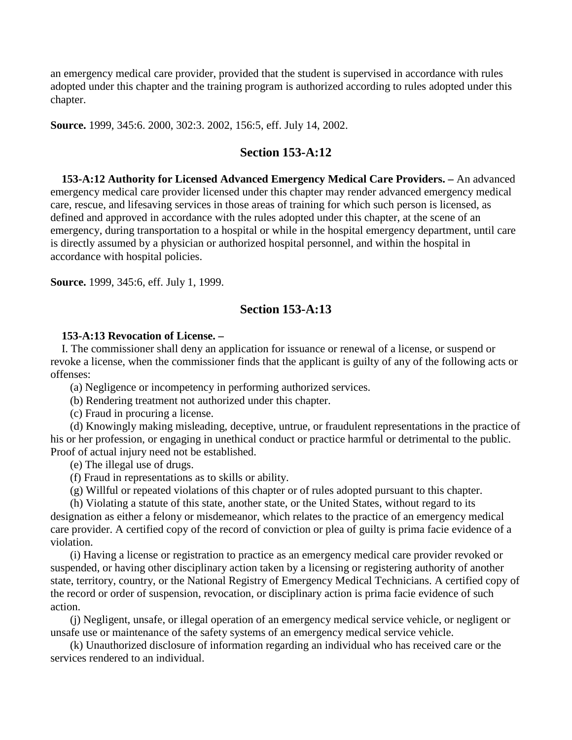an emergency medical care provider, provided that the student is supervised in accordance with rules adopted under this chapter and the training program is authorized according to rules adopted under this chapter.

**Source.** 1999, 345:6. 2000, 302:3. 2002, 156:5, eff. July 14, 2002.

## Section 153-A:12

**153-A:12 Authority for Licensed Advanced Emergency Medical Care Providers. –** An advanced emergency medical care provider licensed under this chapter may render advanced emergency medical care, rescue, and lifesaving services in those areas of training for which such person is licensed, as defined and approved in accordance with the rules adopted under this chapter, at the scene of an emergency, during transportation to a hospital or while in the hospital emergency department, until care is directly assumed by a physician or authorized hospital personnel, and within the hospital in accordance with hospital policies.

**Source.** 1999, 345:6, eff. July 1, 1999.

## Section 153-A:13

**153-A:13 Revocation of License. –**

I. The commissioner shall deny an application for issuance or renewal of a license, or suspend or revoke a license, when the commissioner finds that the applicant is guilty of any of the following acts or offenses:

(a) Negligence or incompetency in performing authorized services.

(b) Rendering treatment not authorized under this chapter.

(c) Fraud in procuring a license.

(d) Knowingly making misleading, deceptive, untrue, or fraudulent representations in the practice of his or her profession, or engaging in unethical conduct or practice harmful or detrimental to the public. Proof of actual injury need not be established.

(e) The illegal use of drugs.

(f) Fraud in representations as to skills or ability.

(g) Willful or repeated violations of this chapter or of rules adopted pursuant to this chapter.

(h) Violating a statute of this state, another state, or the United States, without regard to its designation as either a felony or misdemeanor, which relates to the practice of an emergency medical care provider. A certified copy of the record of conviction or plea of guilty is prima facie evidence of a violation.

(i) Having a license or registration to practice as an emergency medical care provider revoked or suspended, or having other disciplinary action taken by a licensing or registering authority of another state, territory, country, or the National Registry of Emergency Medical Technicians. A certified copy of the record or order of suspension, revocation, or disciplinary action is prima facie evidence of such action.

(j) Negligent, unsafe, or illegal operation of an emergency medical service vehicle, or negligent or unsafe use or maintenance of the safety systems of an emergency medical service vehicle.

(k) Unauthorized disclosure of information regarding an individual who has received care or the services rendered to an individual.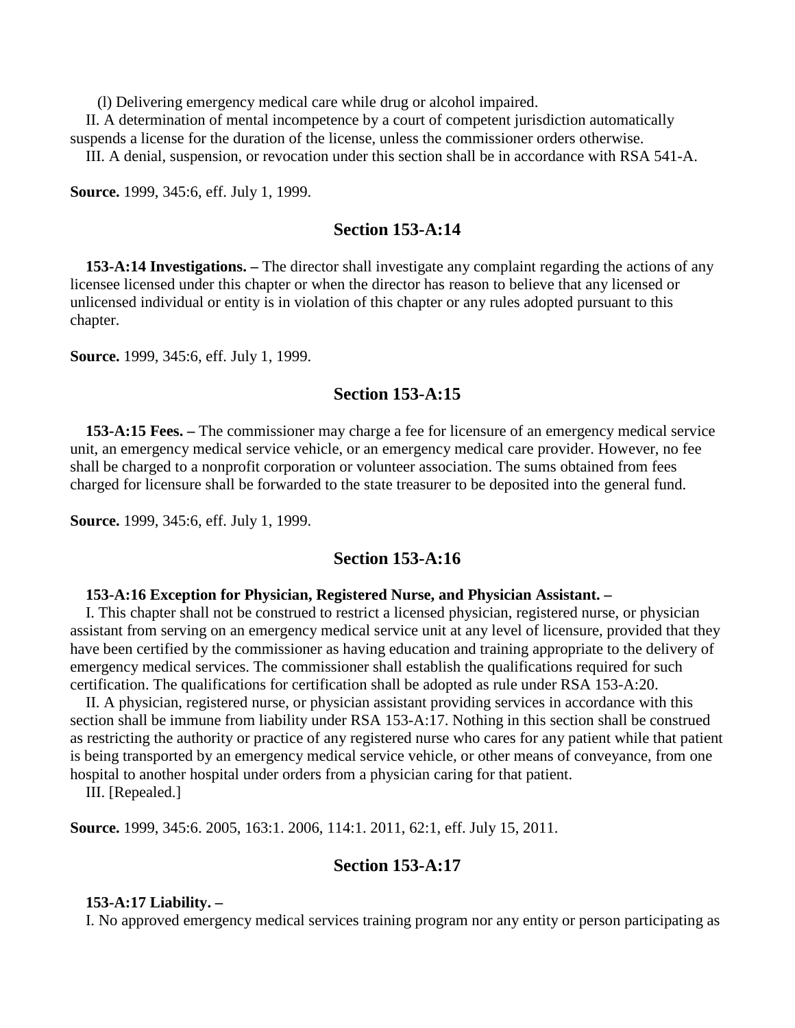(l) Delivering emergency medical care while drug or alcohol impaired.

II. A determination of mental incompetence by a court of competent jurisdiction automatically suspends a license for the duration of the license, unless the commissioner orders otherwise.

III. A denial, suspension, or revocation under this section shall be in accordance with RSA 541-A.

**Source.** 1999, 345:6, eff. July 1, 1999.

## Section 153-A:14

**153-A:14 Investigations. –** The director shall investigate any complaint regarding the actions of any licensee licensed under this chapter or when the director has reason to believe that any licensed or unlicensed individual or entity is in violation of this chapter or any rules adopted pursuant to this chapter.

**Source.** 1999, 345:6, eff. July 1, 1999.

## Section 153-A:15

**153-A:15 Fees. –** The commissioner may charge a fee for licensure of an emergency medical service unit, an emergency medical service vehicle, or an emergency medical care provider. However, no fee shall be charged to a nonprofit corporation or volunteer association. The sums obtained from fees charged for licensure shall be forwarded to the state treasurer to be deposited into the general fund.

**Source.** 1999, 345:6, eff. July 1, 1999.

## Section 153-A:16

**153-A:16 Exception for Physician, Registered Nurse, and Physician Assistant. –**

I. This chapter shall not be construed to restrict a licensed physician, registered nurse, or physician assistant from serving on an emergency medical service unit at any level of licensure, provided that they have been certified by the commissioner as having education and training appropriate to the delivery of emergency medical services. The commissioner shall establish the qualifications required for such certification. The qualifications for certification shall be adopted as rule under RSA 153-A:20.

II. A physician, registered nurse, or physician assistant providing services in accordance with this section shall be immune from liability under RSA 153-A:17. Nothing in this section shall be construed as restricting the authority or practice of any registered nurse who cares for any patient while that patient is being transported by an emergency medical service vehicle, or other means of conveyance, from one hospital to another hospital under orders from a physician caring for that patient.

III. [Repealed.]

**Source.** 1999, 345:6. 2005, 163:1. 2006, 114:1. 2011, 62:1, eff. July 15, 2011.

## Section 153-A:17

**153-A:17 Liability. –**

I. No approved emergency medical services training program nor any entity or person participating as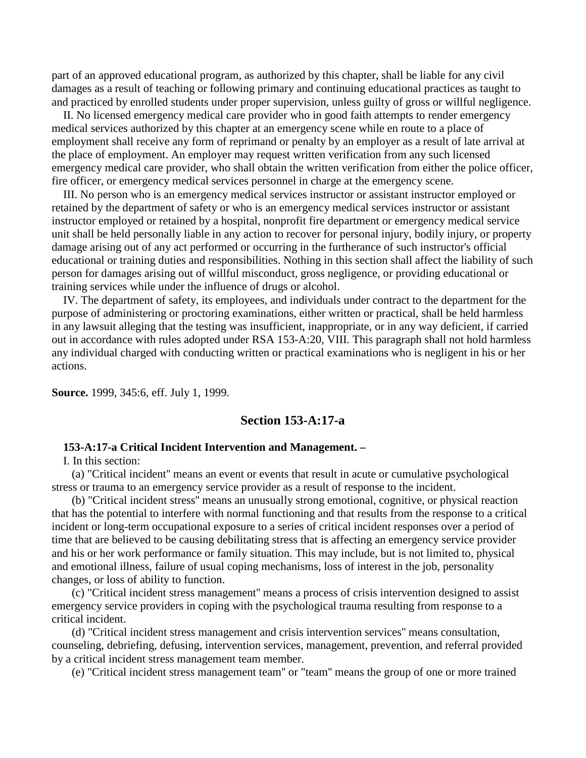part of an approved educational program, as authorized by this chapter, shall be liable for any civil damages as a result of teaching or following primary and continuing educational practices as taught to and practiced by enrolled students under proper supervision, unless guilty of gross or willful negligence.

II. No licensed emergency medical care provider who in good faith attempts to render emergency medical services authorized by this chapter at an emergency scene while en route to a place of employment shall receive any form of reprimand or penalty by an employer as a result of late arrival at the place of employment. An employer may request written verification from any such licensed emergency medical care provider, who shall obtain the written verification from either the police officer, fire officer, or emergency medical services personnel in charge at the emergency scene.

III. No person who is an emergency medical services instructor or assistant instructor employed or retained by the department of safety or who is an emergency medical services instructor or assistant instructor employed or retained by a hospital, nonprofit fire department or emergency medical service unit shall be held personally liable in any action to recover for personal injury, bodily injury, or property damage arising out of any act performed or occurring in the furtherance of such instructor's official educational or training duties and responsibilities. Nothing in this section shall affect the liability of such person for damages arising out of willful misconduct, gross negligence, or providing educational or training services while under the influence of drugs or alcohol.

IV. The department of safety, its employees, and individuals under contract to the department for the purpose of administering or proctoring examinations, either written or practical, shall be held harmless in any lawsuit alleging that the testing was insufficient, inappropriate, or in any way deficient, if carried out in accordance with rules adopted under RSA 153-A:20, VIII. This paragraph shall not hold harmless any individual charged with conducting written or practical examinations who is negligent in his or her actions.

**Source.** 1999, 345:6, eff. July 1, 1999.

## Section 153-A:17-a

**153-A:17-a Critical Incident Intervention and Management. –**

I. In this section:

(a) "Critical incident" means an event or events that result in acute or cumulative psychological stress or trauma to an emergency service provider as a result of response to the incident.

(b) "Critical incident stress" means an unusually strong emotional, cognitive, or physical reaction that has the potential to interfere with normal functioning and that results from the response to a critical incident or long-term occupational exposure to a series of critical incident responses over a period of time that are believed to be causing debilitating stress that is affecting an emergency service provider and his or her work performance or family situation. This may include, but is not limited to, physical and emotional illness, failure of usual coping mechanisms, loss of interest in the job, personality changes, or loss of ability to function.

(c) "Critical incident stress management" means a process of crisis intervention designed to assist emergency service providers in coping with the psychological trauma resulting from response to a critical incident.

(d) "Critical incident stress management and crisis intervention services" means consultation, counseling, debriefing, defusing, intervention services, management, prevention, and referral provided by a critical incident stress management team member.

(e) "Critical incident stress management team" or "team" means the group of one or more trained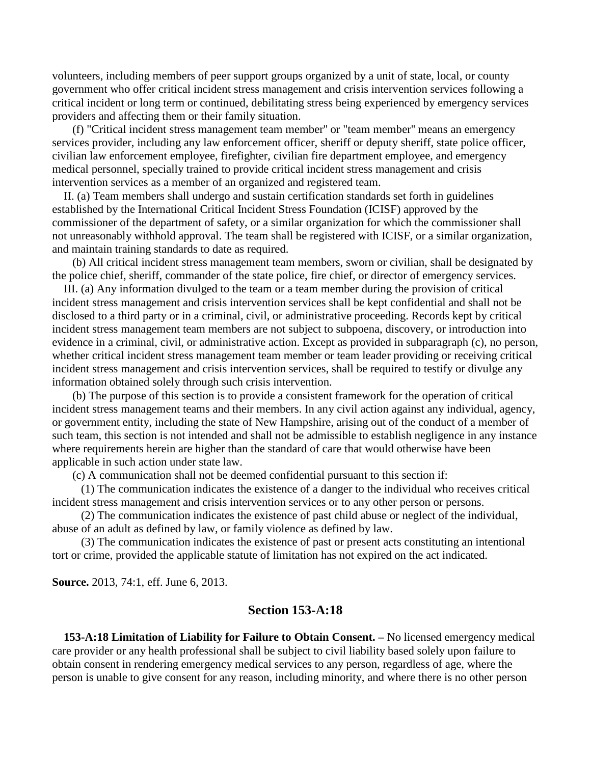volunteers, including members of peer support groups organized by a unit of state, local, or county government who offer critical incident stress management and crisis intervention services following a critical incident or long term or continued, debilitating stress being experienced by emergency services providers and affecting them or their family situation.

(f) "Critical incident stress management team member" or "team member" means an emergency services provider, including any law enforcement officer, sheriff or deputy sheriff, state police officer, civilian law enforcement employee, firefighter, civilian fire department employee, and emergency medical personnel, specially trained to provide critical incident stress management and crisis intervention services as a member of an organized and registered team.

II. (a) Team members shall undergo and sustain certification standards set forth in guidelines established by the International Critical Incident Stress Foundation (ICISF) approved by the commissioner of the department of safety, or a similar organization for which the commissioner shall not unreasonably withhold approval. The team shall be registered with ICISF, or a similar organization, and maintain training standards to date as required.

(b) All critical incident stress management team members, sworn or civilian, shall be designated by the police chief, sheriff, commander of the state police, fire chief, or director of emergency services.

III. (a) Any information divulged to the team or a team member during the provision of critical incident stress management and crisis intervention services shall be kept confidential and shall not be disclosed to a third party or in a criminal, civil, or administrative proceeding. Records kept by critical incident stress management team members are not subject to subpoena, discovery, or introduction into evidence in a criminal, civil, or administrative action. Except as provided in subparagraph (c), no person, whether critical incident stress management team member or team leader providing or receiving critical incident stress management and crisis intervention services, shall be required to testify or divulge any information obtained solely through such crisis intervention.

(b) The purpose of this section is to provide a consistent framework for the operation of critical incident stress management teams and their members. In any civil action against any individual, agency, or government entity, including the state of New Hampshire, arising out of the conduct of a member of such team, this section is not intended and shall not be admissible to establish negligence in any instance where requirements herein are higher than the standard of care that would otherwise have been applicable in such action under state law.

(c) A communication shall not be deemed confidential pursuant to this section if:

(1) The communication indicates the existence of a danger to the individual who receives critical incident stress management and crisis intervention services or to any other person or persons.

(2) The communication indicates the existence of past child abuse or neglect of the individual, abuse of an adult as defined by law, or family violence as defined by law.

(3) The communication indicates the existence of past or present acts constituting an intentional tort or crime, provided the applicable statute of limitation has not expired on the act indicated.

**Source.** 2013, 74:1, eff. June 6, 2013.

## Section 153-A:18

**153-A:18 Limitation of Liability for Failure to Obtain Consent. –** No licensed emergency medical care provider or any health professional shall be subject to civil liability based solely upon failure to obtain consent in rendering emergency medical services to any person, regardless of age, where the person is unable to give consent for any reason, including minority, and where there is no other person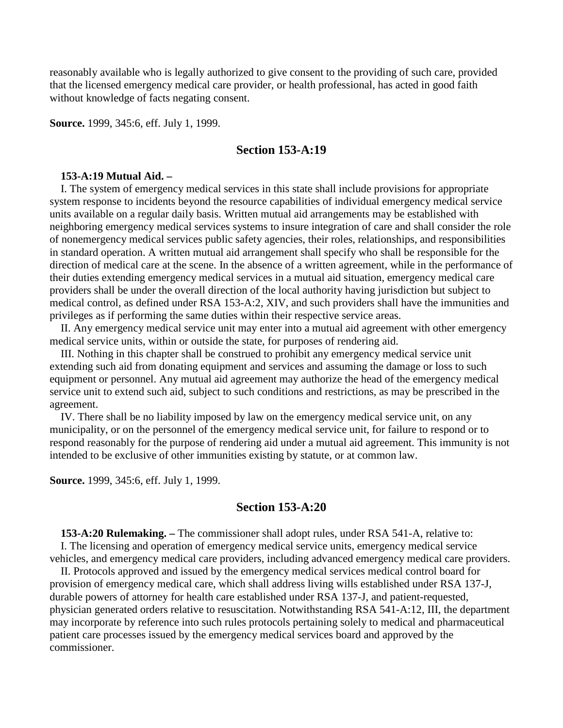reasonably available who is legally authorized to give consent to the providing of such care, provided that the licensed emergency medical care provider, or health professional, has acted in good faith without knowledge of facts negating consent.

**Source.** 1999, 345:6, eff. July 1, 1999.

## Section 153-A:19

**153-A:19 Mutual Aid. –**

I. The system of emergency medical services in this state shall include provisions for appropriate system response to incidents beyond the resource capabilities of individual emergency medical service units available on a regular daily basis. Written mutual aid arrangements may be established with neighboring emergency medical services systems to insure integration of care and shall consider the role of nonemergency medical services public safety agencies, their roles, relationships, and responsibilities in standard operation. A written mutual aid arrangement shall specify who shall be responsible for the direction of medical care at the scene. In the absence of a written agreement, while in the performance of their duties extending emergency medical services in a mutual aid situation, emergency medical care providers shall be under the overall direction of the local authority having jurisdiction but subject to medical control, as defined under RSA 153-A:2, XIV, and such providers shall have the immunities and privileges as if performing the same duties within their respective service areas.

II. Any emergency medical service unit may enter into a mutual aid agreement with other emergency medical service units, within or outside the state, for purposes of rendering aid.

III. Nothing in this chapter shall be construed to prohibit any emergency medical service unit extending such aid from donating equipment and services and assuming the damage or loss to such equipment or personnel. Any mutual aid agreement may authorize the head of the emergency medical service unit to extend such aid, subject to such conditions and restrictions, as may be prescribed in the agreement.

IV. There shall be no liability imposed by law on the emergency medical service unit, on any municipality, or on the personnel of the emergency medical service unit, for failure to respond or to respond reasonably for the purpose of rendering aid under a mutual aid agreement. This immunity is not intended to be exclusive of other immunities existing by statute, or at common law.

**Source.** 1999, 345:6, eff. July 1, 1999.

## Section 153-A:20

**153-A:20 Rulemaking. –** The commissioner shall adopt rules, under RSA 541-A, relative to:

I. The licensing and operation of emergency medical service units, emergency medical service vehicles, and emergency medical care providers, including advanced emergency medical care providers.

II. Protocols approved and issued by the emergency medical services medical control board for provision of emergency medical care, which shall address living wills established under RSA 137-J, durable powers of attorney for health care established under RSA 137-J, and patient-requested, physician generated orders relative to resuscitation. Notwithstanding RSA 541-A:12, III, the department may incorporate by reference into such rules protocols pertaining solely to medical and pharmaceutical patient care processes issued by the emergency medical services board and approved by the commissioner.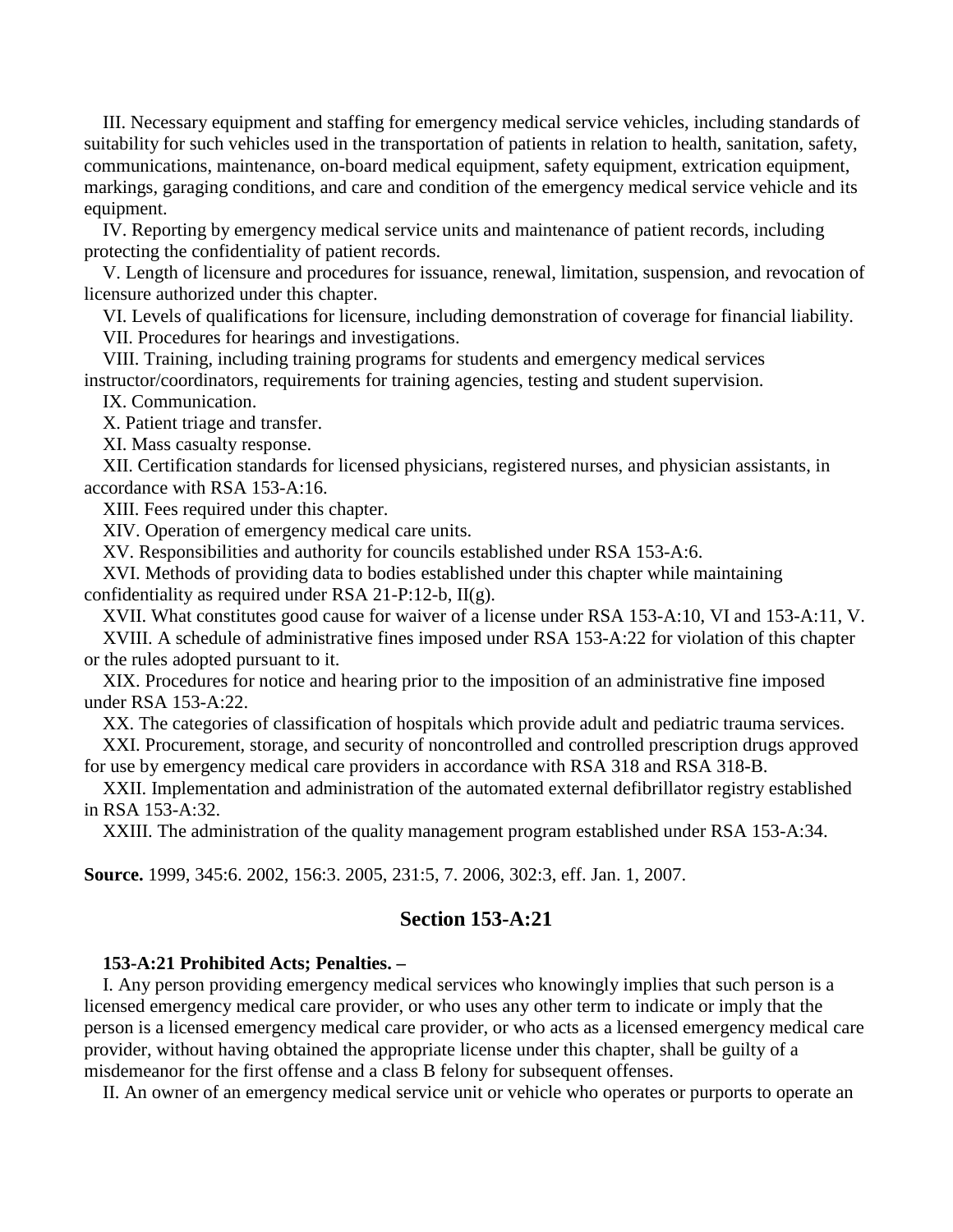III. Necessary equipment and staffing for emergency medical service vehicles, including standards of suitability for such vehicles used in the transportation of patients in relation to health, sanitation, safety, communications, maintenance, on-board medical equipment, safety equipment, extrication equipment, markings, garaging conditions, and care and condition of the emergency medical service vehicle and its equipment.

IV. Reporting by emergency medical service units and maintenance of patient records, including protecting the confidentiality of patient records.

V. Length of licensure and procedures for issuance, renewal, limitation, suspension, and revocation of licensure authorized under this chapter.

VI. Levels of qualifications for licensure, including demonstration of coverage for financial liability.

VII. Procedures for hearings and investigations.

VIII. Training, including training programs for students and emergency medical services instructor/coordinators, requirements for training agencies, testing and student supervision.

IX. Communication.

X. Patient triage and transfer.

XI. Mass casualty response.

XII. Certification standards for licensed physicians, registered nurses, and physician assistants, in accordance with RSA 153-A:16.

XIII. Fees required under this chapter.

XIV. Operation of emergency medical care units.

XV. Responsibilities and authority for councils established under RSA 153-A:6.

XVI. Methods of providing data to bodies established under this chapter while maintaining confidentiality as required under RSA 21-P:12-b, II(g).

XVII. What constitutes good cause for waiver of a license under RSA 153-A:10, VI and 153-A:11, V.

XVIII. A schedule of administrative fines imposed under RSA 153-A:22 for violation of this chapter or the rules adopted pursuant to it.

XIX. Procedures for notice and hearing prior to the imposition of an administrative fine imposed under RSA 153-A:22.

XX. The categories of classification of hospitals which provide adult and pediatric trauma services.

XXI. Procurement, storage, and security of noncontrolled and controlled prescription drugs approved for use by emergency medical care providers in accordance with RSA 318 and RSA 318-B.

XXII. Implementation and administration of the automated external defibrillator registry established in RSA 153-A:32.

XXIII. The administration of the quality management program established under RSA 153-A:34.

**Source.** 1999, 345:6. 2002, 156:3. 2005, 231:5, 7. 2006, 302:3, eff. Jan. 1, 2007.

## Section 153-A:21

**153-A:21 Prohibited Acts; Penalties. –**

I. Any person providing emergency medical services who knowingly implies that such person is a licensed emergency medical care provider, or who uses any other term to indicate or imply that the person is a licensed emergency medical care provider, or who acts as a licensed emergency medical care provider, without having obtained the appropriate license under this chapter, shall be guilty of a misdemeanor for the first offense and a class B felony for subsequent offenses.

II. An owner of an emergency medical service unit or vehicle who operates or purports to operate an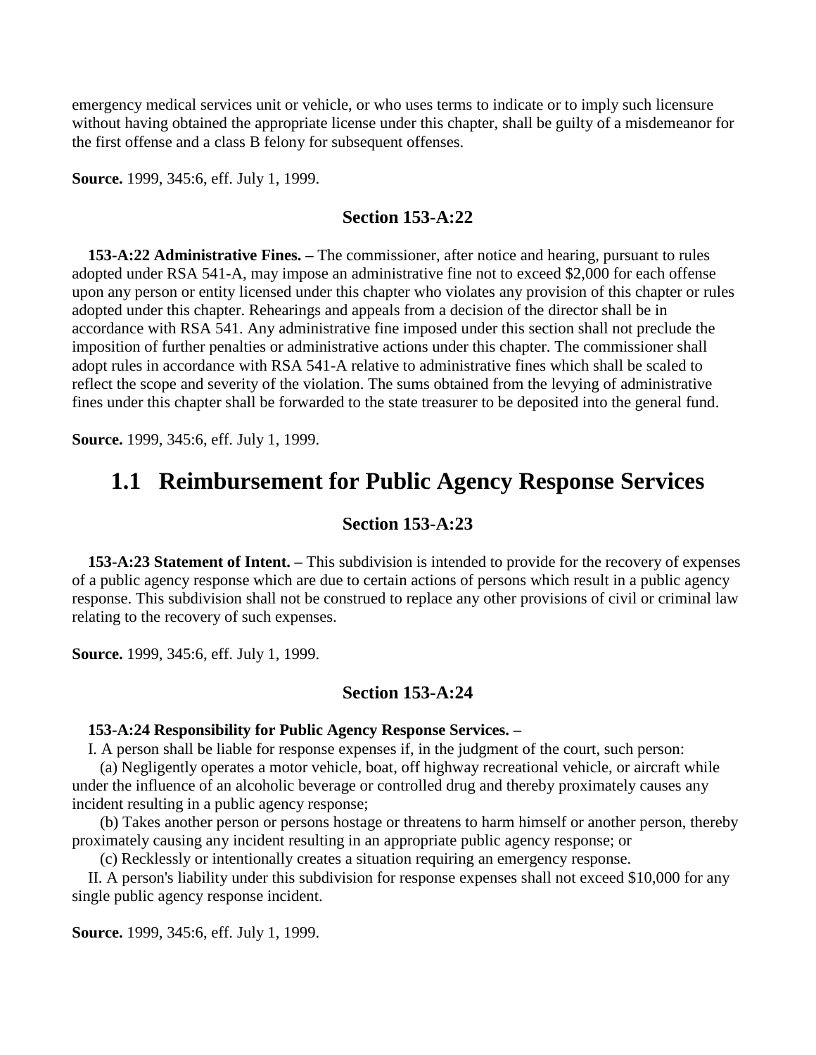emergency medical services unit or vehicle, or who uses terms to indicate or to imply such licensure without having obtained the appropriate license under this chapter, shall be guilty of a misdemeanor for the first offense and a class B felony for subsequent offenses.

**Source.** 1999, 345:6, eff. July 1, 1999.

### Section 153-A:22

**153-A:22 Administrative Fines. –** The commissioner, after notice and hearing, pursuant to rules adopted under RSA 541-A, may impose an administrative fine not to exceed $2,000 for each offense upon any person or entity licensed under this chapter who violates any provision of this chapter or rules adopted under this chapter. Rehearings and appeals from a decision of the director shall be in accordance with RSA 541. Any administrative fine imposed under this section shall not preclude the imposition of further penalties or administrative actions under this chapter. The commissioner shall adopt rules in accordance with RSA 541-A relative to administrative fines which shall be scaled to reflect the scope and severity of the violation. The sums obtained from the levying of administrative fines under this chapter shall be forwarded to the state treasurer to be deposited into the general fund.

**Source.** 1999, 345:6, eff. July 1, 1999.

## 1.1 Reimbursement for Public Agency Response Services

### Section 153-A:23

**153-A:23 Statement of Intent. –** This subdivision is intended to provide for the recovery of expenses of a public agency response which are due to certain actions of persons which result in a public agency response. This subdivision shall not be construed to replace any other provisions of civil or criminal law relating to the recovery of such expenses.

**Source.** 1999, 345:6, eff. July 1, 1999.

### Section 153-A:24

**153-A:24 Responsibility for Public Agency Response Services. –**

I. A person shall be liable for response expenses if, in the judgment of the court, such person:

(a) Negligently operates a motor vehicle, boat, off highway recreational vehicle, or aircraft while under the influence of an alcoholic beverage or controlled drug and thereby proximately causes any incident resulting in a public agency response;

(b) Takes another person or persons hostage or threatens to harm himself or another person, thereby proximately causing any incident resulting in an appropriate public agency response; or

(c) Recklessly or intentionally creates a situation requiring an emergency response.

II. A person's liability under this subdivision for response expenses shall not exceed $10,000 for any single public agency response incident.

**Source.** 1999, 345:6, eff. July 1, 1999.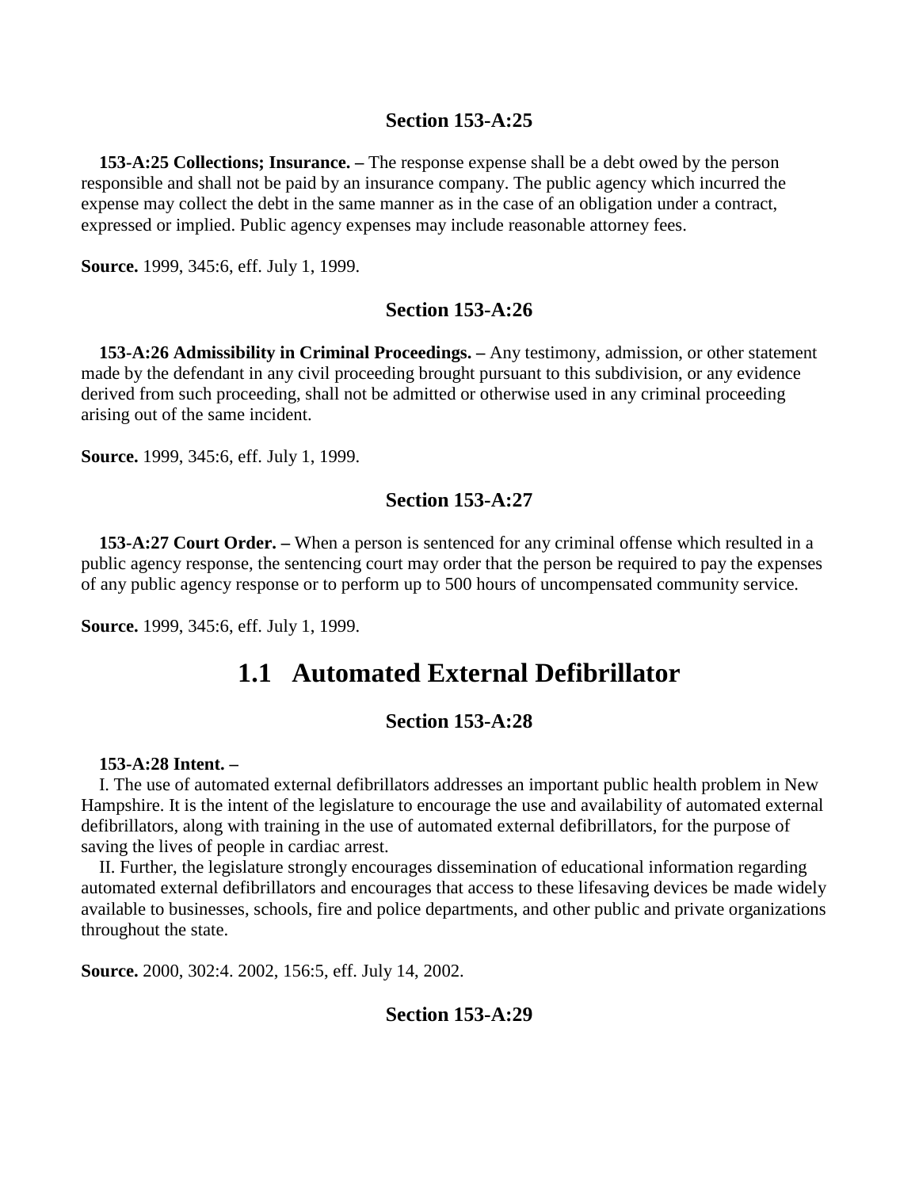### Section 153-A:25

**153-A:25 Collections; Insurance. –** The response expense shall be a debt owed by the person responsible and shall not be paid by an insurance company. The public agency which incurred the expense may collect the debt in the same manner as in the case of an obligation under a contract, expressed or implied. Public agency expenses may include reasonable attorney fees.

**Source.** 1999, 345:6, eff. July 1, 1999.

### Section 153-A:26

**153-A:26 Admissibility in Criminal Proceedings. –** Any testimony, admission, or other statement made by the defendant in any civil proceeding brought pursuant to this subdivision, or any evidence derived from such proceeding, shall not be admitted or otherwise used in any criminal proceeding arising out of the same incident.

**Source.** 1999, 345:6, eff. July 1, 1999.

### Section 153-A:27

**153-A:27 Court Order. –** When a person is sentenced for any criminal offense which resulted in a public agency response, the sentencing court may order that the person be required to pay the expenses of any public agency response or to perform up to 500 hours of uncompensated community service.

**Source.** 1999, 345:6, eff. July 1, 1999.

## 1.1 Automated External Defibrillator

### Section 153-A:28

**153-A:28 Intent. –**

I. The use of automated external defibrillators addresses an important public health problem in New Hampshire. It is the intent of the legislature to encourage the use and availability of automated external defibrillators, along with training in the use of automated external defibrillators, for the purpose of saving the lives of people in cardiac arrest.

II. Further, the legislature strongly encourages dissemination of educational information regarding automated external defibrillators and encourages that access to these lifesaving devices be made widely available to businesses, schools, fire and police departments, and other public and private organizations throughout the state.

**Source.** 2000, 302:4. 2002, 156:5, eff. July 14, 2002.

### Section 153-A:29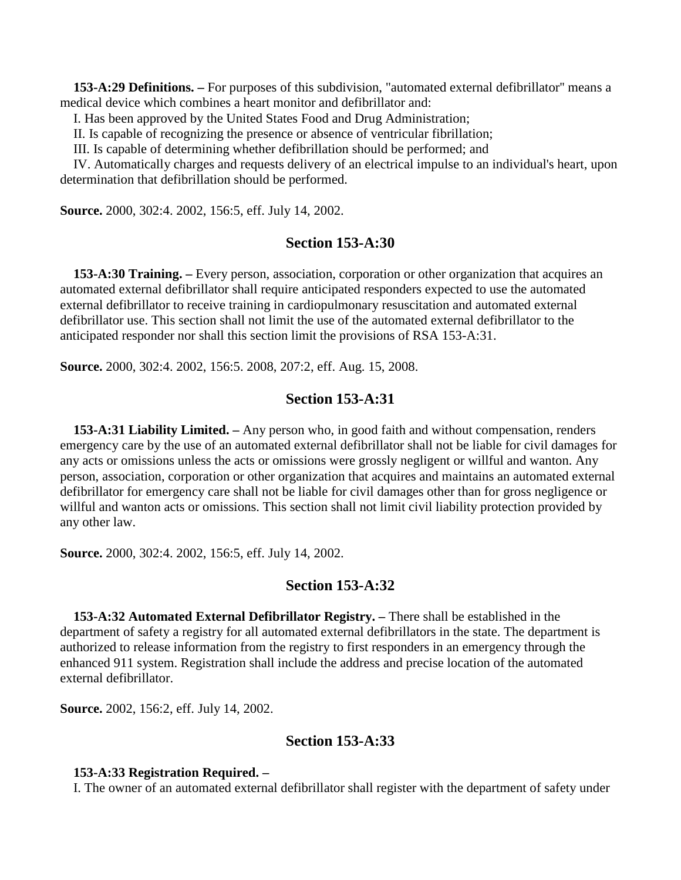**153-A:29 Definitions. –** For purposes of this subdivision, "automated external defibrillator" means a medical device which combines a heart monitor and defibrillator and:

I. Has been approved by the United States Food and Drug Administration;

II. Is capable of recognizing the presence or absence of ventricular fibrillation;

III. Is capable of determining whether defibrillation should be performed; and

IV. Automatically charges and requests delivery of an electrical impulse to an individual's heart, upon determination that defibrillation should be performed.

**Source.** 2000, 302:4. 2002, 156:5, eff. July 14, 2002.

## Section 153-A:30

**153-A:30 Training. –** Every person, association, corporation or other organization that acquires an automated external defibrillator shall require anticipated responders expected to use the automated external defibrillator to receive training in cardiopulmonary resuscitation and automated external defibrillator use. This section shall not limit the use of the automated external defibrillator to the anticipated responder nor shall this section limit the provisions of RSA 153-A:31.

**Source.** 2000, 302:4. 2002, 156:5. 2008, 207:2, eff. Aug. 15, 2008.

## Section 153-A:31

**153-A:31 Liability Limited. –** Any person who, in good faith and without compensation, renders emergency care by the use of an automated external defibrillator shall not be liable for civil damages for any acts or omissions unless the acts or omissions were grossly negligent or willful and wanton. Any person, association, corporation or other organization that acquires and maintains an automated external defibrillator for emergency care shall not be liable for civil damages other than for gross negligence or willful and wanton acts or omissions. This section shall not limit civil liability protection provided by any other law.

**Source.** 2000, 302:4. 2002, 156:5, eff. July 14, 2002.

## Section 153-A:32

**153-A:32 Automated External Defibrillator Registry. –** There shall be established in the department of safety a registry for all automated external defibrillators in the state. The department is authorized to release information from the registry to first responders in an emergency through the enhanced 911 system. Registration shall include the address and precise location of the automated external defibrillator.

**Source.** 2002, 156:2, eff. July 14, 2002.

## Section 153-A:33

**153-A:33 Registration Required. –**

I. The owner of an automated external defibrillator shall register with the department of safety under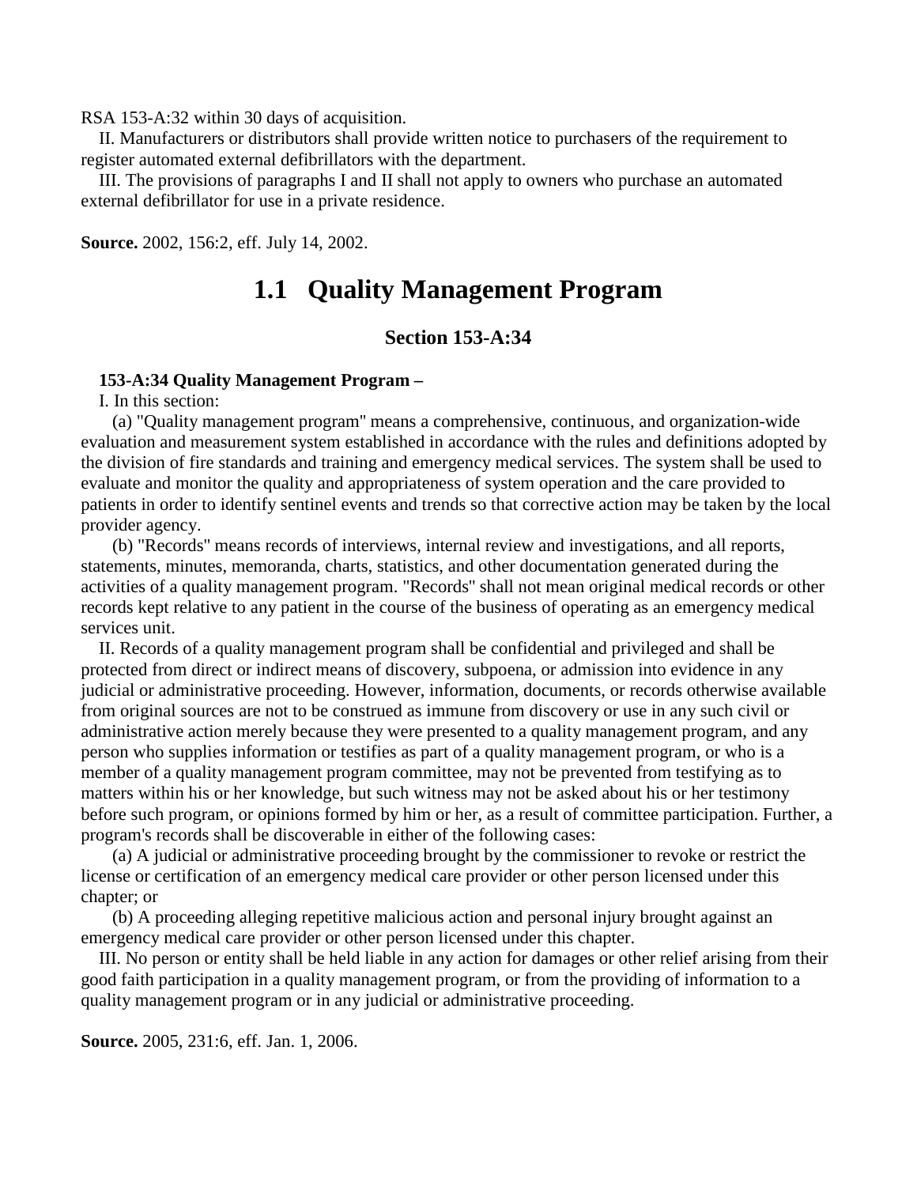RSA 153-A:32 within 30 days of acquisition.

II. Manufacturers or distributors shall provide written notice to purchasers of the requirement to register automated external defibrillators with the department.

III. The provisions of paragraphs I and II shall not apply to owners who purchase an automated external defibrillator for use in a private residence.

**Source.** 2002, 156:2, eff. July 14, 2002.

# 1.1 Quality Management Program

### Section 153-A:34

**153-A:34 Quality Management Program –**

I. In this section:

(a) "Quality management program" means a comprehensive, continuous, and organization-wide evaluation and measurement system established in accordance with the rules and definitions adopted by the division of fire standards and training and emergency medical services. The system shall be used to evaluate and monitor the quality and appropriateness of system operation and the care provided to patients in order to identify sentinel events and trends so that corrective action may be taken by the local provider agency.

(b) "Records" means records of interviews, internal review and investigations, and all reports, statements, minutes, memoranda, charts, statistics, and other documentation generated during the activities of a quality management program. "Records" shall not mean original medical records or other records kept relative to any patient in the course of the business of operating as an emergency medical services unit.

II. Records of a quality management program shall be confidential and privileged and shall be protected from direct or indirect means of discovery, subpoena, or admission into evidence in any judicial or administrative proceeding. However, information, documents, or records otherwise available from original sources are not to be construed as immune from discovery or use in any such civil or administrative action merely because they were presented to a quality management program, and any person who supplies information or testifies as part of a quality management program, or who is a member of a quality management program committee, may not be prevented from testifying as to matters within his or her knowledge, but such witness may not be asked about his or her testimony before such program, or opinions formed by him or her, as a result of committee participation. Further, a program's records shall be discoverable in either of the following cases:

(a) A judicial or administrative proceeding brought by the commissioner to revoke or restrict the license or certification of an emergency medical care provider or other person licensed under this chapter; or

(b) A proceeding alleging repetitive malicious action and personal injury brought against an emergency medical care provider or other person licensed under this chapter.

III. No person or entity shall be held liable in any action for damages or other relief arising from their good faith participation in a quality management program, or from the providing of information to a quality management program or in any judicial or administrative proceeding.

**Source.** 2005, 231:6, eff. Jan. 1, 2006.